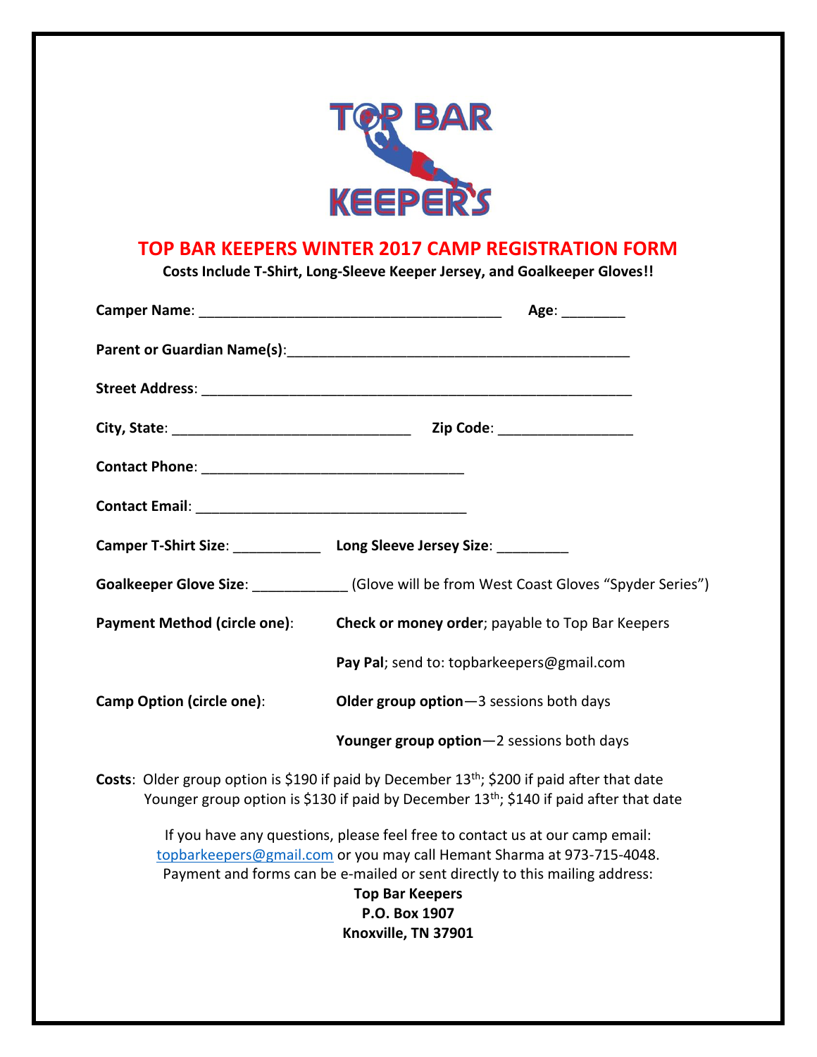TOP BAR KEEPERS

# TOP BAR KEEPERS WINTER 2017 CAMP REGISTRATION FORM

**Costs Include T-Shirt, Long-Sleeve Keeper Jersey, and Goalkeeper Gloves!!**

**Camper Name**: ________________________________________ **Age**: ________

**Parent or Guardian Name(s)**:_____________________________________________

**Street Address**: _________________________________________________________

**City, State**: _______________________________ **Zip Code**: _________________

**Contact Phone**: __________________________________

**Contact Email**: ___________________________________

**Camper T-Shirt Size**: ___________ **Long Sleeve Jersey Size**: _________

**Goalkeeper Glove Size**: ____________ (Glove will be from West Coast Gloves "Spyder Series")

**Payment Method (circle one)**:

- **Check or money order**; payable to Top Bar Keepers
- **Pay Pal**; send to: topbarkeepers@gmail.com

**Camp Option (circle one)**:

- **Older group option**—3 sessions both days
- **Younger group option**—2 sessions both days

**Costs**: Older group option is $190 if paid by December 13th; $200 if paid after that date
Younger group option is $130 if paid by December 13th; $140 if paid after that date

If you have any questions, please feel free to contact us at our camp email: topbarkeepers@gmail.com or you may call Hemant Sharma at 973-715-4048.
Payment and forms can be e-mailed or sent directly to this mailing address:

**Top Bar Keepers**
**P.O. Box 1907**
**Knoxville, TN 37901**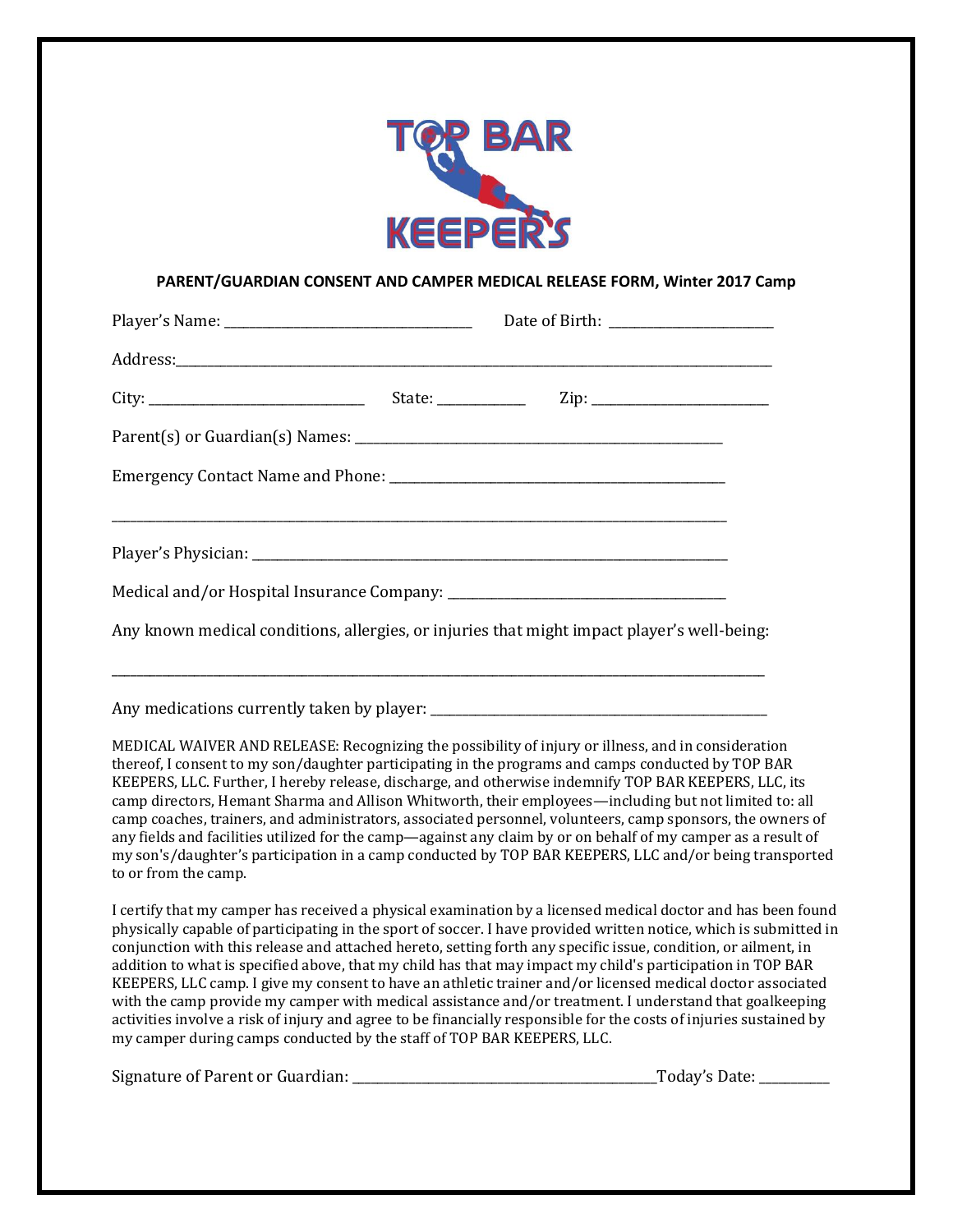TOP BAR KEEPER'S

**PARENT/GUARDIAN CONSENT AND CAMPER MEDICAL RELEASE FORM, Winter 2017 Camp**

Player's Name: ____________________________ Date of Birth: ____________________

Address: ______________________________________________________________________

City: ________________________ State: __________ Zip: ____________________

Parent(s) or Guardian(s) Names: __________________________________________

Emergency Contact Name and Phone: ________________________________________

______________________________________________________________________

Player's Physician: ______________________________________________________

Medical and/or Hospital Insurance Company: ________________________________

Any known medical conditions, allergies, or injuries that might impact player's well-being:

______________________________________________________________________

Any medications currently taken by player: ________________________________

MEDICAL WAIVER AND RELEASE: Recognizing the possibility of injury or illness, and in consideration thereof, I consent to my son/daughter participating in the programs and camps conducted by TOP BAR KEEPERS, LLC. Further, I hereby release, discharge, and otherwise indemnify TOP BAR KEEPERS, LLC, its camp directors, Hemant Sharma and Allison Whitworth, their employees—including but not limited to: all camp coaches, trainers, and administrators, associated personnel, volunteers, camp sponsors, the owners of any fields and facilities utilized for the camp—against any claim by or on behalf of my camper as a result of my son's/daughter's participation in a camp conducted by TOP BAR KEEPERS, LLC and/or being transported to or from the camp.

I certify that my camper has received a physical examination by a licensed medical doctor and has been found physically capable of participating in the sport of soccer. I have provided written notice, which is submitted in conjunction with this release and attached hereto, setting forth any specific issue, condition, or ailment, in addition to what is specified above, that my child has that may impact my child's participation in TOP BAR KEEPERS, LLC camp. I give my consent to have an athletic trainer and/or licensed medical doctor associated with the camp provide my camper with medical assistance and/or treatment. I understand that goalkeeping activities involve a risk of injury and agree to be financially responsible for the costs of injuries sustained by my camper during camps conducted by the staff of TOP BAR KEEPERS, LLC.

Signature of Parent or Guardian: ________________________________ Today's Date: __________